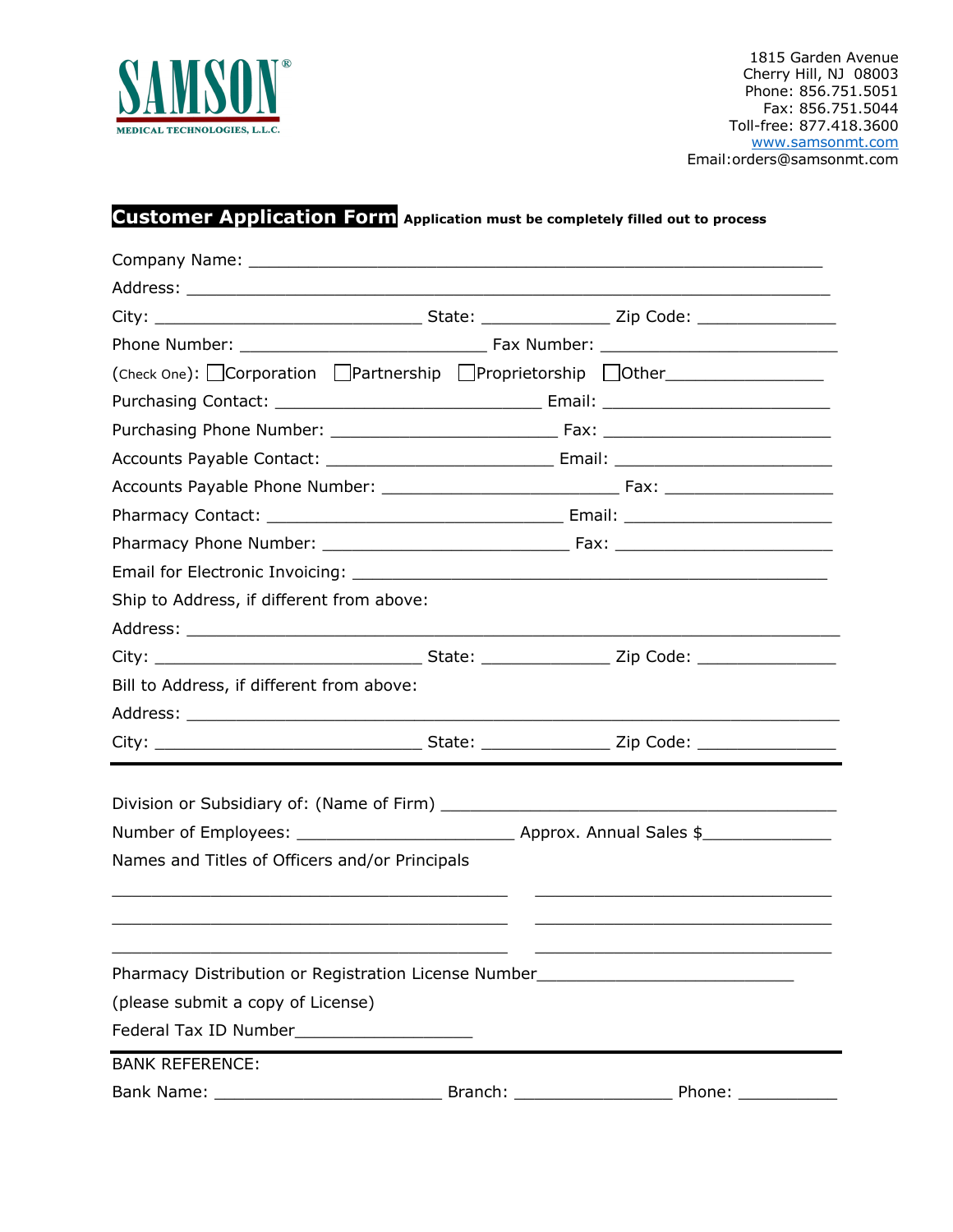**SAMSON®**
MEDICAL TECHNOLOGIES, L.L.C.

1815 Garden Avenue
Cherry Hill, NJ 08003
Phone: 856.751.5051
Fax: 856.751.5044
Toll-free: 877.418.3600
www.samsonmt.com
Email:orders@samsonmt.com

## Customer Application Form **Application must be completely filled out to process**

Company Name: ___________________________________________________________

Address: _______________________________________________________________

City: ___________________________ State: _____________ Zip Code: ______________

Phone Number: _________________________ Fax Number: ________________________

(Check One): ☐Corporation ☐Partnership ☐Proprietorship ☐Other________________

Purchasing Contact: ___________________________ Email: _______________________

Purchasing Phone Number: _______________________ Fax: _______________________

Accounts Payable Contact: _______________________ Email: ______________________

Accounts Payable Phone Number: ________________________ Fax: _________________

Pharmacy Contact: ______________________________ Email: _____________________

Pharmacy Phone Number: _________________________ Fax: ______________________

Email for Electronic Invoicing: _______________________________________________

Ship to Address, if different from above:

Address: _______________________________________________________________

City: ___________________________ State: _____________ Zip Code: ______________

Bill to Address, if different from above:

Address: _______________________________________________________________

City: ___________________________ State: _____________ Zip Code: ______________

---

Division or Subsidiary of: (Name of Firm) ________________________________________

Number of Employees: ______________________ Approx. Annual Sales $_____________

Names and Titles of Officers and/or Principals

_________________________________________ ________________________________

_________________________________________ ________________________________

_________________________________________ ________________________________

Pharmacy Distribution or Registration License Number__________________________

(please submit a copy of License)

Federal Tax ID Number__________________

---

BANK REFERENCE:

Bank Name: _______________________ Branch: ________________ Phone: __________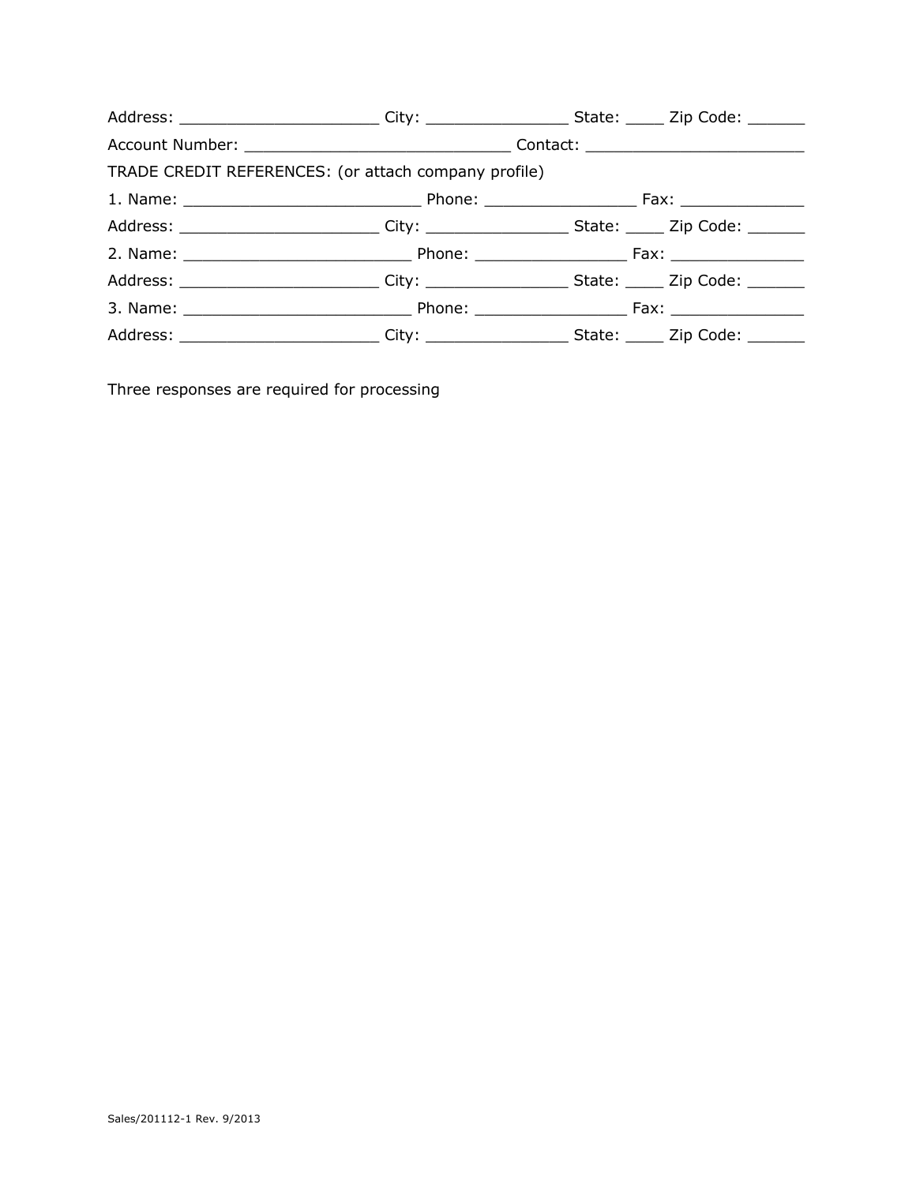Address: _____________________ City: _______________ State: ____ Zip Code: ______

Account Number: ____________________________ Contact: _______________________

TRADE CREDIT REFERENCES: (or attach company profile)

1. Name: _________________________ Phone: ________________ Fax: _____________

Address: _____________________ City: _______________ State: ____ Zip Code: ______

2. Name: ________________________ Phone: ________________ Fax: ______________

Address: _____________________ City: _______________ State: ____ Zip Code: ______

3. Name: ________________________ Phone: ________________ Fax: ______________

Address: _____________________ City: _______________ State: ____ Zip Code: ______

Three responses are required for processing

Sales/201112-1 Rev. 9/2013